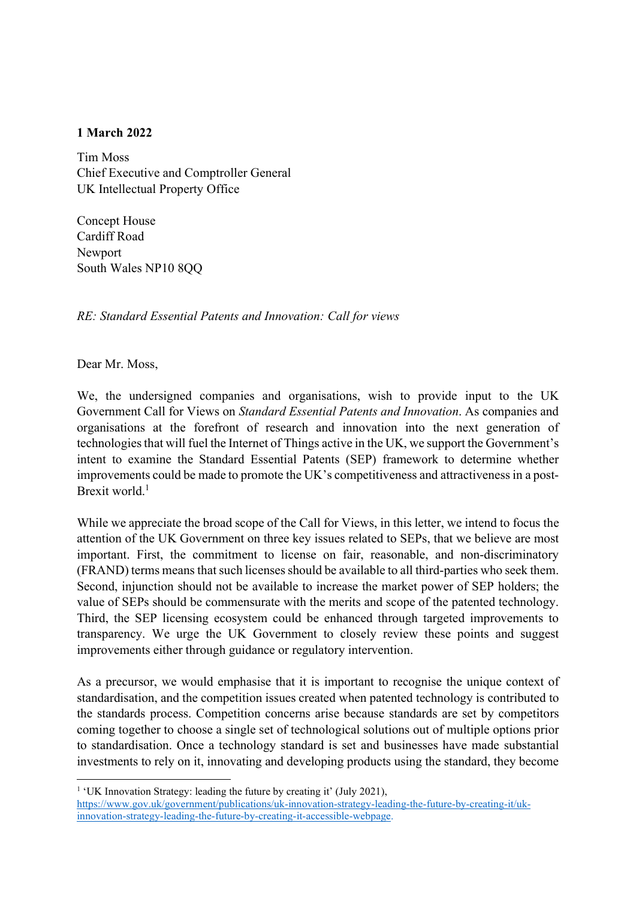**1 March 2022**

Tim Moss
Chief Executive and Comptroller General
UK Intellectual Property Office

Concept House
Cardiff Road
Newport
South Wales NP10 8QQ

*RE: Standard Essential Patents and Innovation: Call for views*

Dear Mr. Moss,

We, the undersigned companies and organisations, wish to provide input to the UK Government Call for Views on *Standard Essential Patents and Innovation*. As companies and organisations at the forefront of research and innovation into the next generation of technologies that will fuel the Internet of Things active in the UK, we support the Government's intent to examine the Standard Essential Patents (SEP) framework to determine whether improvements could be made to promote the UK's competitiveness and attractiveness in a post-Brexit world.[1]

While we appreciate the broad scope of the Call for Views, in this letter, we intend to focus the attention of the UK Government on three key issues related to SEPs, that we believe are most important. First, the commitment to license on fair, reasonable, and non-discriminatory (FRAND) terms means that such licenses should be available to all third-parties who seek them. Second, injunction should not be available to increase the market power of SEP holders; the value of SEPs should be commensurate with the merits and scope of the patented technology. Third, the SEP licensing ecosystem could be enhanced through targeted improvements to transparency. We urge the UK Government to closely review these points and suggest improvements either through guidance or regulatory intervention.

As a precursor, we would emphasise that it is important to recognise the unique context of standardisation, and the competition issues created when patented technology is contributed to the standards process. Competition concerns arise because standards are set by competitors coming together to choose a single set of technological solutions out of multiple options prior to standardisation. Once a technology standard is set and businesses have made substantial investments to rely on it, innovating and developing products using the standard, they become

[1] 'UK Innovation Strategy: leading the future by creating it' (July 2021), https://www.gov.uk/government/publications/uk-innovation-strategy-leading-the-future-by-creating-it/uk-innovation-strategy-leading-the-future-by-creating-it-accessible-webpage.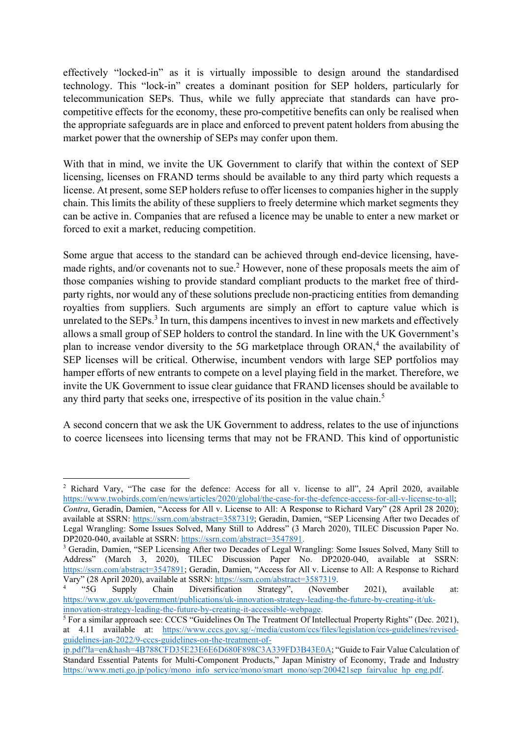effectively "locked-in" as it is virtually impossible to design around the standardised technology. This "lock-in" creates a dominant position for SEP holders, particularly for telecommunication SEPs. Thus, while we fully appreciate that standards can have pro-competitive effects for the economy, these pro-competitive benefits can only be realised when the appropriate safeguards are in place and enforced to prevent patent holders from abusing the market power that the ownership of SEPs may confer upon them.

With that in mind, we invite the UK Government to clarify that within the context of SEP licensing, licenses on FRAND terms should be available to any third party which requests a license. At present, some SEP holders refuse to offer licenses to companies higher in the supply chain. This limits the ability of these suppliers to freely determine which market segments they can be active in. Companies that are refused a licence may be unable to enter a new market or forced to exit a market, reducing competition.

Some argue that access to the standard can be achieved through end-device licensing, have-made rights, and/or covenants not to sue.[2] However, none of these proposals meets the aim of those companies wishing to provide standard compliant products to the market free of third-party rights, nor would any of these solutions preclude non-practicing entities from demanding royalties from suppliers. Such arguments are simply an effort to capture value which is unrelated to the SEPs.[3] In turn, this dampens incentives to invest in new markets and effectively allows a small group of SEP holders to control the standard. In line with the UK Government's plan to increase vendor diversity to the 5G marketplace through ORAN,[4] the availability of SEP licenses will be critical. Otherwise, incumbent vendors with large SEP portfolios may hamper efforts of new entrants to compete on a level playing field in the market. Therefore, we invite the UK Government to issue clear guidance that FRAND licenses should be available to any third party that seeks one, irrespective of its position in the value chain.[5]

A second concern that we ask the UK Government to address, relates to the use of injunctions to coerce licensees into licensing terms that may not be FRAND. This kind of opportunistic

---

[2] Richard Vary, "The case for the defence: Access for all v. license to all", 24 April 2020, available https://www.twobirds.com/en/news/articles/2020/global/the-case-for-the-defence-access-for-all-v-license-to-all; *Contra*, Geradin, Damien, "Access for All v. License to All: A Response to Richard Vary" (28 April 28 2020); available at SSRN: https://ssrn.com/abstract=3587319; Geradin, Damien, "SEP Licensing After two Decades of Legal Wrangling: Some Issues Solved, Many Still to Address" (3 March 2020), TILEC Discussion Paper No. DP2020-040, available at SSRN: https://ssrn.com/abstract=3547891.

[3] Geradin, Damien, "SEP Licensing After two Decades of Legal Wrangling: Some Issues Solved, Many Still to Address" (March 3, 2020), TILEC Discussion Paper No. DP2020-040, available at SSRN: https://ssrn.com/abstract=3547891; Geradin, Damien, "Access for All v. License to All: A Response to Richard Vary" (28 April 2020), available at SSRN: https://ssrn.com/abstract=3587319.

[4] "5G Supply Chain Diversification Strategy", (November 2021), available at: https://www.gov.uk/government/publications/uk-innovation-strategy-leading-the-future-by-creating-it/uk-innovation-strategy-leading-the-future-by-creating-it-accessible-webpage.

[5] For a similar approach see: CCCS "Guidelines On The Treatment Of Intellectual Property Rights" (Dec. 2021), at 4.11 available at: https://www.cccs.gov.sg/-/media/custom/ccs/files/legislation/ccs-guidelines/revised-guidelines-jan-2022/9-cccs-guidelines-on-the-treatment-of-ip.pdf?la=en&hash=4B788CFD35E23E6E6D680F898C3A339FD3B43E0A; "Guide to Fair Value Calculation of Standard Essential Patents for Multi-Component Products," Japan Ministry of Economy, Trade and Industry https://www.meti.go.jp/policy/mono_info_service/mono/smart_mono/sep/200421sep_fairvalue_hp_eng.pdf.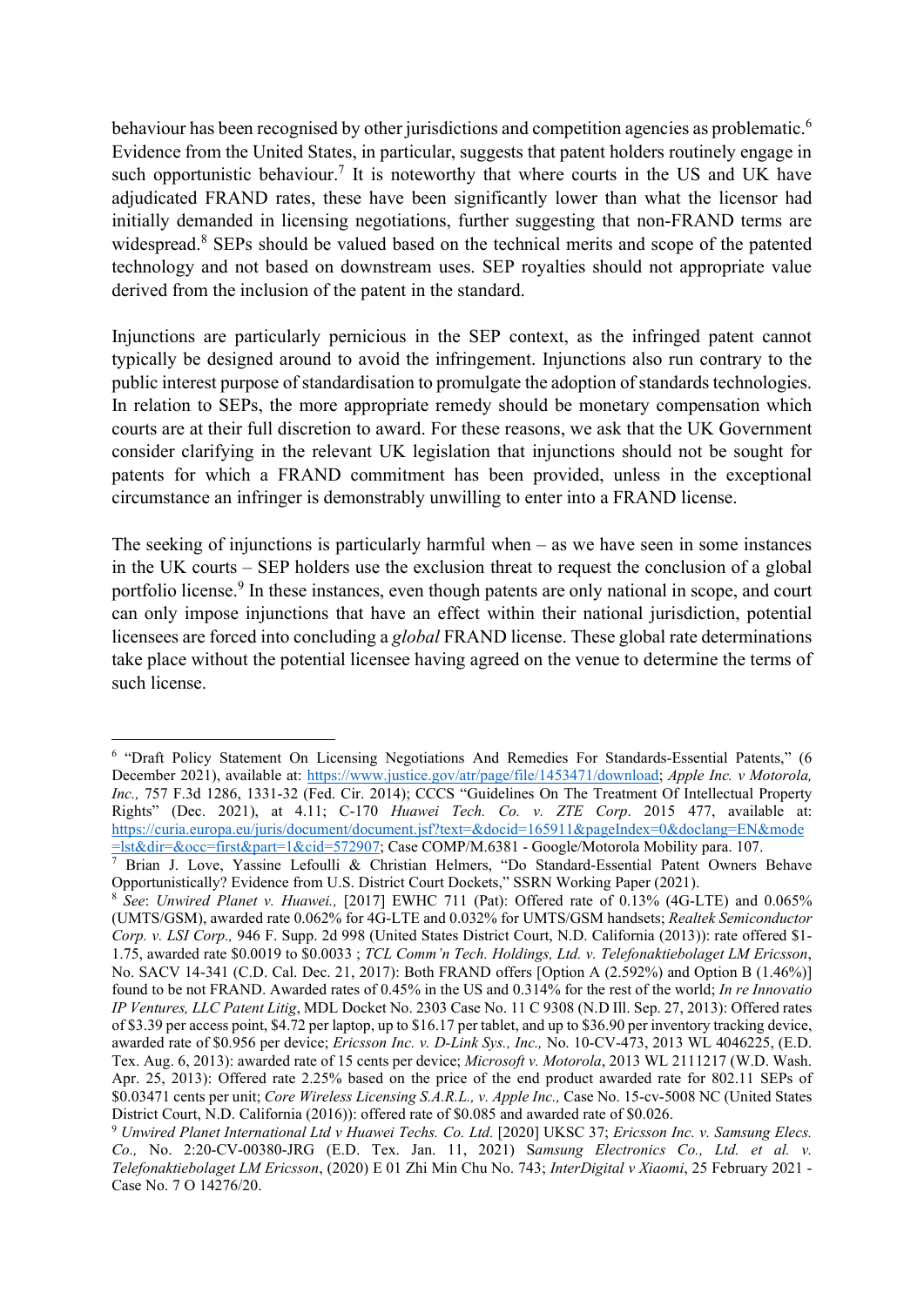behaviour has been recognised by other jurisdictions and competition agencies as problematic.[6] Evidence from the United States, in particular, suggests that patent holders routinely engage in such opportunistic behaviour.[7] It is noteworthy that where courts in the US and UK have adjudicated FRAND rates, these have been significantly lower than what the licensor had initially demanded in licensing negotiations, further suggesting that non-FRAND terms are widespread.[8] SEPs should be valued based on the technical merits and scope of the patented technology and not based on downstream uses. SEP royalties should not appropriate value derived from the inclusion of the patent in the standard.

Injunctions are particularly pernicious in the SEP context, as the infringed patent cannot typically be designed around to avoid the infringement. Injunctions also run contrary to the public interest purpose of standardisation to promulgate the adoption of standards technologies. In relation to SEPs, the more appropriate remedy should be monetary compensation which courts are at their full discretion to award. For these reasons, we ask that the UK Government consider clarifying in the relevant UK legislation that injunctions should not be sought for patents for which a FRAND commitment has been provided, unless in the exceptional circumstance an infringer is demonstrably unwilling to enter into a FRAND license.

The seeking of injunctions is particularly harmful when – as we have seen in some instances in the UK courts – SEP holders use the exclusion threat to request the conclusion of a global portfolio license.[9] In these instances, even though patents are only national in scope, and court can only impose injunctions that have an effect within their national jurisdiction, potential licensees are forced into concluding a *global* FRAND license. These global rate determinations take place without the potential licensee having agreed on the venue to determine the terms of such license.

---

[6] "Draft Policy Statement On Licensing Negotiations And Remedies For Standards-Essential Patents," (6 December 2021), available at: https://www.justice.gov/atr/page/file/1453471/download; *Apple Inc. v Motorola, Inc.,* 757 F.3d 1286, 1331-32 (Fed. Cir. 2014); CCCS "Guidelines On The Treatment Of Intellectual Property Rights" (Dec. 2021), at 4.11; C-170 *Huawei Tech. Co. v. ZTE Corp*. 2015 477, available at: https://curia.europa.eu/juris/document/document.jsf?text=&docid=165911&pageIndex=0&doclang=EN&mode=lst&dir=&occ=first&part=1&cid=572907; Case COMP/M.6381 - Google/Motorola Mobility para. 107.

[7] Brian J. Love, Yassine Lefoulli & Christian Helmers, "Do Standard-Essential Patent Owners Behave Opportunistically? Evidence from U.S. District Court Dockets," SSRN Working Paper (2021).

[8] *See*: *Unwired Planet v. Huawei.,* [2017] EWHC 711 (Pat): Offered rate of 0.13% (4G-LTE) and 0.065% (UMTS/GSM), awarded rate 0.062% for 4G-LTE and 0.032% for UMTS/GSM handsets; *Realtek Semiconductor Corp. v. LSI Corp.,* 946 F. Supp. 2d 998 (United States District Court, N.D. California (2013)): rate offered $1-1.75, awarded rate $0.0019 to $0.0033 ; *TCL Comm'n Tech. Holdings, Ltd. v. Telefonaktiebolaget LM Ericsson*, No. SACV 14-341 (C.D. Cal. Dec. 21, 2017): Both FRAND offers [Option A (2.592%) and Option B (1.46%)] found to be not FRAND. Awarded rates of 0.45% in the US and 0.314% for the rest of the world; *In re Innovatio IP Ventures, LLC Patent Litig*, MDL Docket No. 2303 Case No. 11 C 9308 (N.D Ill. Sep. 27, 2013): Offered rates of $3.39 per access point, $4.72 per laptop, up to $16.17 per tablet, and up to $36.90 per inventory tracking device, awarded rate of $0.956 per device; *Ericsson Inc. v. D-Link Sys., Inc.,* No. 10-CV-473, 2013 WL 4046225, (E.D. Tex. Aug. 6, 2013): awarded rate of 15 cents per device; *Microsoft v. Motorola*, 2013 WL 2111217 (W.D. Wash. Apr. 25, 2013): Offered rate 2.25% based on the price of the end product awarded rate for 802.11 SEPs of $0.03471 cents per unit; *Core Wireless Licensing S.A.R.L., v. Apple Inc.,* Case No. 15-cv-5008 NC (United States District Court, N.D. California (2016)): offered rate of $0.085 and awarded rate of $0.026.

[9] *Unwired Planet International Ltd v Huawei Techs. Co. Ltd.* [2020] UKSC 37; *Ericsson Inc. v. Samsung Elecs. Co.,* No. 2:20-CV-00380-JRG (E.D. Tex. Jan. 11, 2021) S*amsung Electronics Co., Ltd. et al. v. Telefonaktiebolaget LM Ericsson*, (2020) E 01 Zhi Min Chu No. 743; *InterDigital v Xiaomi*, 25 February 2021 - Case No. 7 O 14276/20.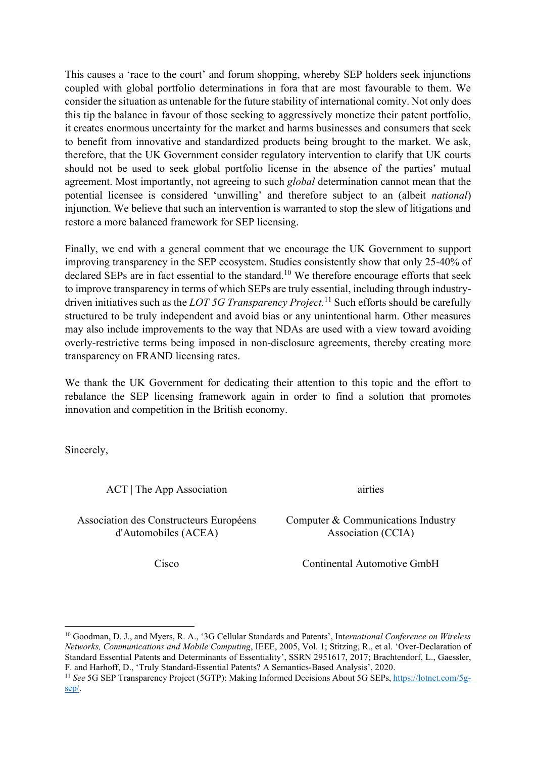This causes a 'race to the court' and forum shopping, whereby SEP holders seek injunctions coupled with global portfolio determinations in fora that are most favourable to them. We consider the situation as untenable for the future stability of international comity. Not only does this tip the balance in favour of those seeking to aggressively monetize their patent portfolio, it creates enormous uncertainty for the market and harms businesses and consumers that seek to benefit from innovative and standardized products being brought to the market. We ask, therefore, that the UK Government consider regulatory intervention to clarify that UK courts should not be used to seek global portfolio license in the absence of the parties' mutual agreement. Most importantly, not agreeing to such *global* determination cannot mean that the potential licensee is considered 'unwilling' and therefore subject to an (albeit *national*) injunction. We believe that such an intervention is warranted to stop the slew of litigations and restore a more balanced framework for SEP licensing.

Finally, we end with a general comment that we encourage the UK Government to support improving transparency in the SEP ecosystem. Studies consistently show that only 25-40% of declared SEPs are in fact essential to the standard.[10] We therefore encourage efforts that seek to improve transparency in terms of which SEPs are truly essential, including through industry-driven initiatives such as the *LOT 5G Transparency Project.*[11] Such efforts should be carefully structured to be truly independent and avoid bias or any unintentional harm. Other measures may also include improvements to the way that NDAs are used with a view toward avoiding overly-restrictive terms being imposed in non-disclosure agreements, thereby creating more transparency on FRAND licensing rates.

We thank the UK Government for dedicating their attention to this topic and the effort to rebalance the SEP licensing framework again in order to find a solution that promotes innovation and competition in the British economy.

Sincerely,

ACT | The App Association

airties

Association des Constructeurs Européens d'Automobiles (ACEA)

Computer & Communications Industry Association (CCIA)

Cisco

Continental Automotive GmbH

---

[10] Goodman, D. J., and Myers, R. A., '3G Cellular Standards and Patents', *International Conference on Wireless Networks, Communications and Mobile Computing*, IEEE, 2005, Vol. 1; Stitzing, R., et al. 'Over-Declaration of Standard Essential Patents and Determinants of Essentiality', SSRN 2951617, 2017; Brachtendorf, L., Gaessler, F. and Harhoff, D., 'Truly Standard-Essential Patents? A Semantics-Based Analysis', 2020.

[11] *See* 5G SEP Transparency Project (5GTP): Making Informed Decisions About 5G SEPs, https://lotnet.com/5g-sep/.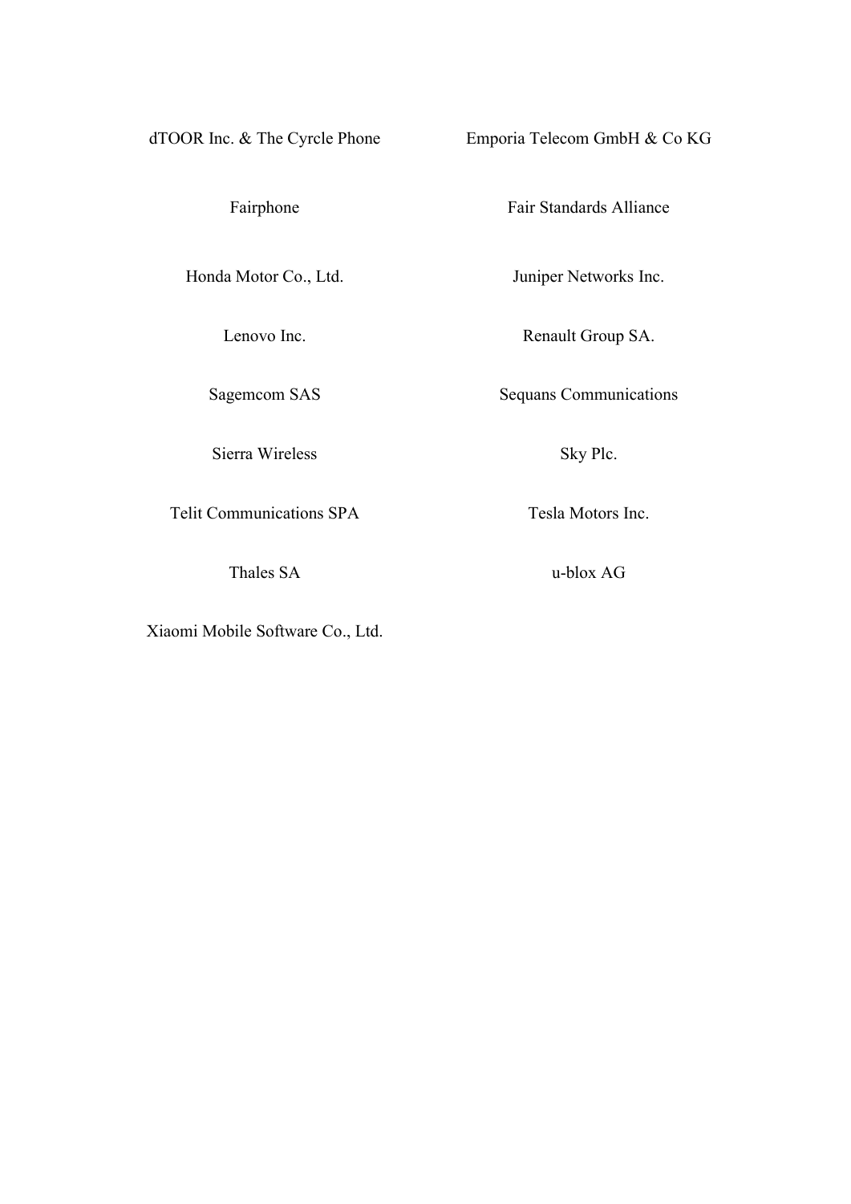dTOOR Inc. & The Cyrcle Phone

Emporia Telecom GmbH & Co KG

Fairphone

Fair Standards Alliance

Honda Motor Co., Ltd.

Juniper Networks Inc.

Lenovo Inc.

Renault Group SA.

Sagemcom SAS

Sequans Communications

Sierra Wireless

Sky Plc.

Telit Communications SPA

Tesla Motors Inc.

Thales SA

u-blox AG

Xiaomi Mobile Software Co., Ltd.